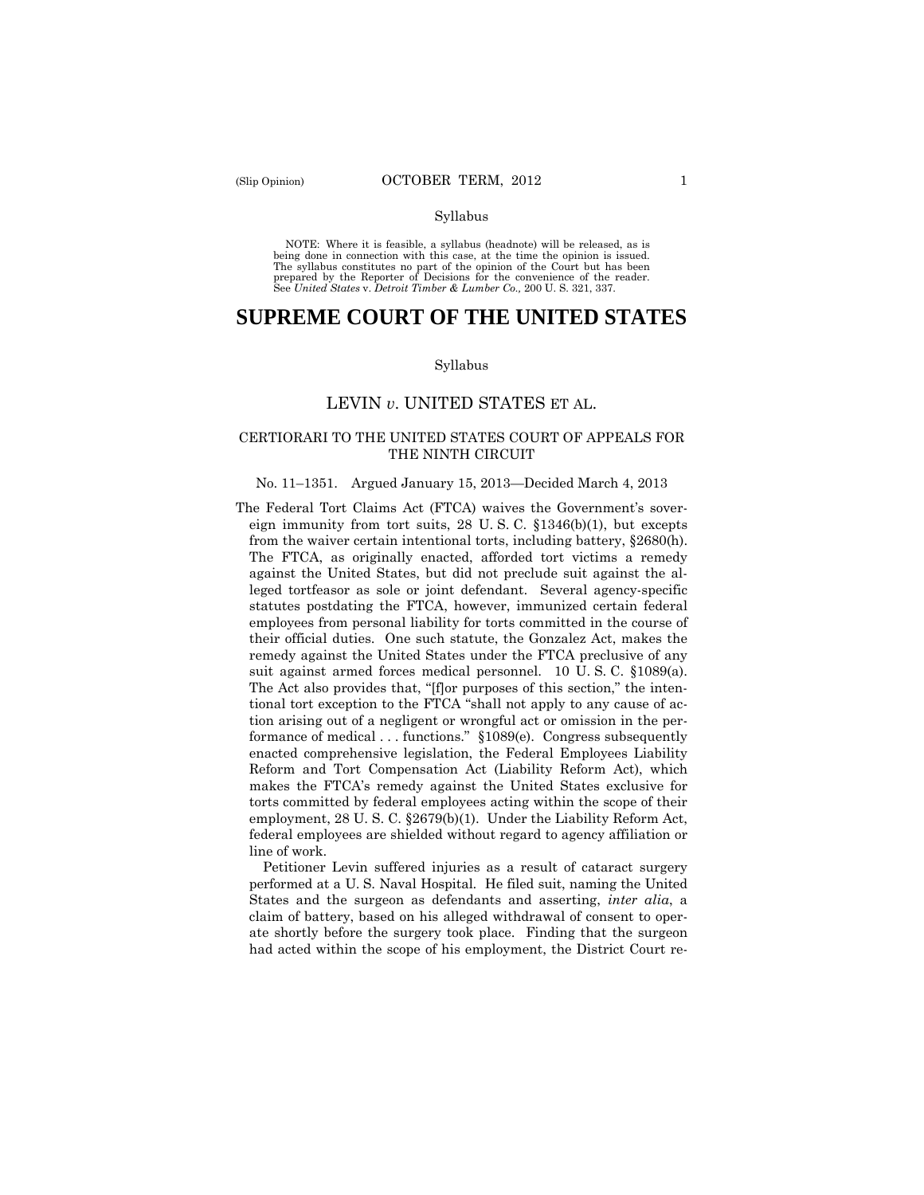Syllabus

NOTE: Where it is feasible, a syllabus (headnote) will be released, as is being done in connection with this case, at the time the opinion is issued. The syllabus constitutes no part of the opinion of the Court but has been prepared by the Reporter of Decisions for the convenience of the reader. See *United States* v. *Detroit Timber & Lumber Co.,* 200 U. S. 321, 337.

# SUPREME COURT OF THE UNITED STATES

Syllabus

## LEVIN *v.* UNITED STATES ET AL.

CERTIORARI TO THE UNITED STATES COURT OF APPEALS FOR THE NINTH CIRCUIT

No. 11–1351. Argued January 15, 2013—Decided March 4, 2013

The Federal Tort Claims Act (FTCA) waives the Government's sovereign immunity from tort suits, 28 U. S. C. §1346(b)(1), but excepts from the waiver certain intentional torts, including battery, §2680(h). The FTCA, as originally enacted, afforded tort victims a remedy against the United States, but did not preclude suit against the alleged tortfeasor as sole or joint defendant. Several agency-specific statutes postdating the FTCA, however, immunized certain federal employees from personal liability for torts committed in the course of their official duties. One such statute, the Gonzalez Act, makes the remedy against the United States under the FTCA preclusive of any suit against armed forces medical personnel. 10 U. S. C. §1089(a). The Act also provides that, "[f]or purposes of this section," the intentional tort exception to the FTCA "shall not apply to any cause of action arising out of a negligent or wrongful act or omission in the performance of medical . . . functions." §1089(e). Congress subsequently enacted comprehensive legislation, the Federal Employees Liability Reform and Tort Compensation Act (Liability Reform Act), which makes the FTCA's remedy against the United States exclusive for torts committed by federal employees acting within the scope of their employment, 28 U. S. C. §2679(b)(1). Under the Liability Reform Act, federal employees are shielded without regard to agency affiliation or line of work.

Petitioner Levin suffered injuries as a result of cataract surgery performed at a U. S. Naval Hospital. He filed suit, naming the United States and the surgeon as defendants and asserting, *inter alia*, a claim of battery, based on his alleged withdrawal of consent to operate shortly before the surgery took place. Finding that the surgeon had acted within the scope of his employment, the District Court re-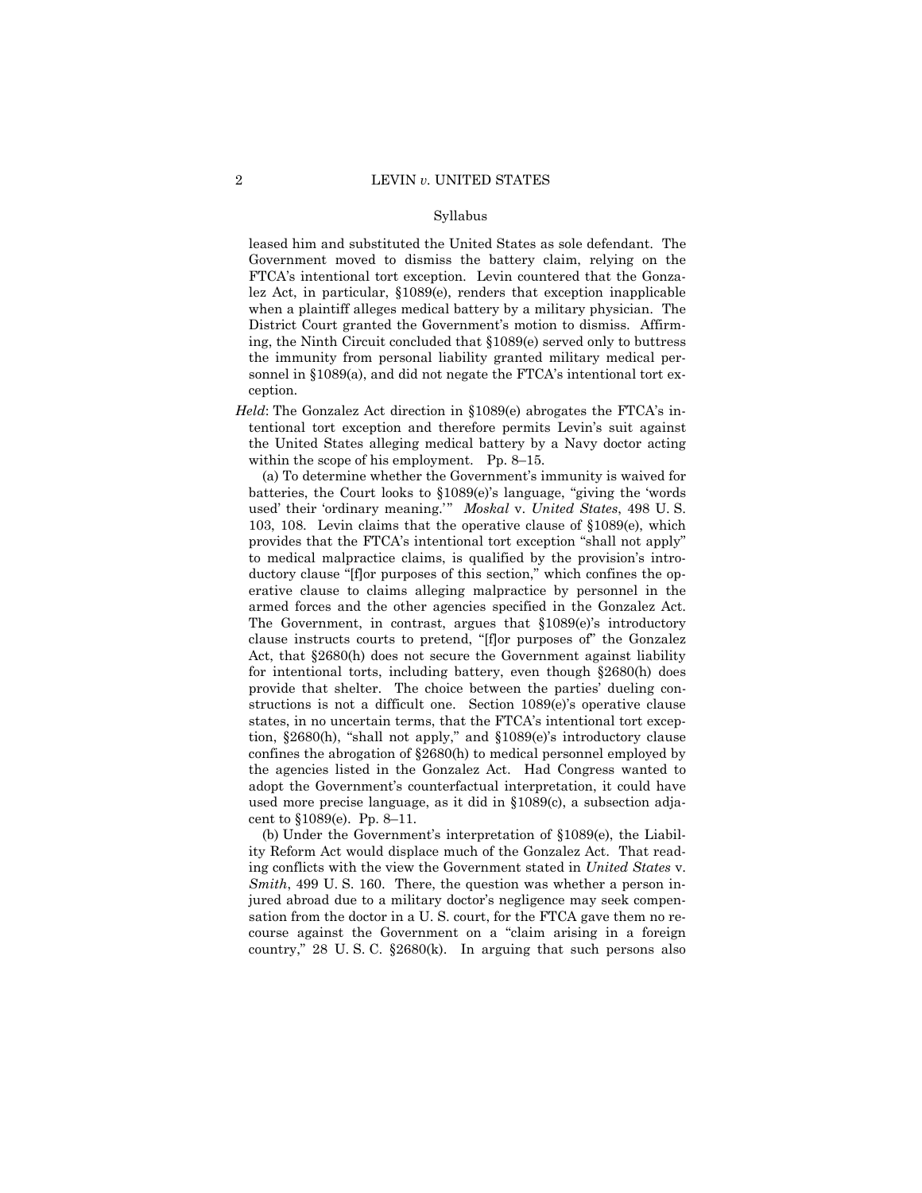leased him and substituted the United States as sole defendant. The Government moved to dismiss the battery claim, relying on the FTCA's intentional tort exception. Levin countered that the Gonzalez Act, in particular, §1089(e), renders that exception inapplicable when a plaintiff alleges medical battery by a military physician. The District Court granted the Government's motion to dismiss. Affirming, the Ninth Circuit concluded that §1089(e) served only to buttress the immunity from personal liability granted military medical personnel in §1089(a), and did not negate the FTCA's intentional tort exception.

*Held*: The Gonzalez Act direction in §1089(e) abrogates the FTCA's intentional tort exception and therefore permits Levin's suit against the United States alleging medical battery by a Navy doctor acting within the scope of his employment. Pp. 8–15.

(a) To determine whether the Government's immunity is waived for batteries, the Court looks to §1089(e)'s language, "giving the 'words used' their 'ordinary meaning.'" *Moskal* v. *United States*, 498 U. S. 103, 108. Levin claims that the operative clause of §1089(e), which provides that the FTCA's intentional tort exception "shall not apply" to medical malpractice claims, is qualified by the provision's introductory clause "[f]or purposes of this section," which confines the operative clause to claims alleging malpractice by personnel in the armed forces and the other agencies specified in the Gonzalez Act. The Government, in contrast, argues that §1089(e)'s introductory clause instructs courts to pretend, "[f]or purposes of" the Gonzalez Act, that §2680(h) does not secure the Government against liability for intentional torts, including battery, even though §2680(h) does provide that shelter. The choice between the parties' dueling constructions is not a difficult one. Section 1089(e)'s operative clause states, in no uncertain terms, that the FTCA's intentional tort exception, §2680(h), "shall not apply," and §1089(e)'s introductory clause confines the abrogation of §2680(h) to medical personnel employed by the agencies listed in the Gonzalez Act. Had Congress wanted to adopt the Government's counterfactual interpretation, it could have used more precise language, as it did in §1089(c), a subsection adjacent to §1089(e). Pp. 8–11.

(b) Under the Government's interpretation of §1089(e), the Liability Reform Act would displace much of the Gonzalez Act. That reading conflicts with the view the Government stated in *United States* v. *Smith*, 499 U. S. 160. There, the question was whether a person injured abroad due to a military doctor's negligence may seek compensation from the doctor in a U. S. court, for the FTCA gave them no recourse against the Government on a "claim arising in a foreign country," 28 U. S. C. §2680(k). In arguing that such persons also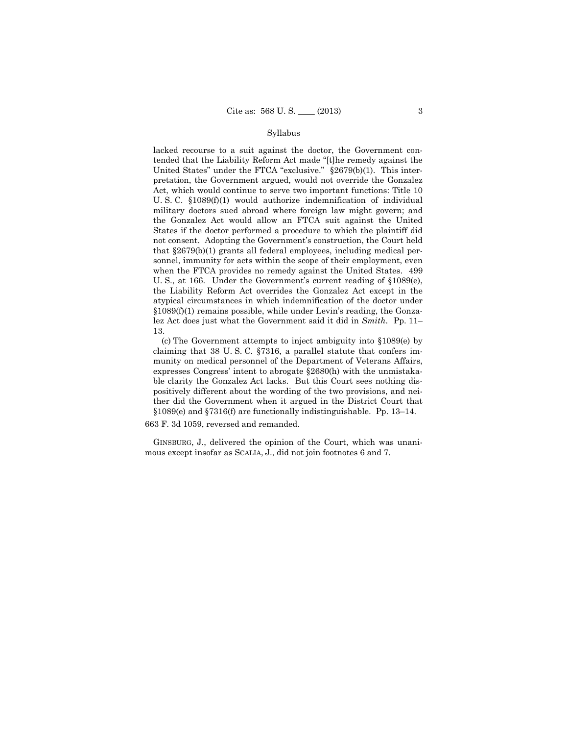Syllabus

lacked recourse to a suit against the doctor, the Government contended that the Liability Reform Act made "[t]he remedy against the United States" under the FTCA "exclusive." §2679(b)(1). This interpretation, the Government argued, would not override the Gonzalez Act, which would continue to serve two important functions: Title 10 U. S. C. §1089(f)(1) would authorize indemnification of individual military doctors sued abroad where foreign law might govern; and the Gonzalez Act would allow an FTCA suit against the United States if the doctor performed a procedure to which the plaintiff did not consent. Adopting the Government's construction, the Court held that §2679(b)(1) grants all federal employees, including medical personnel, immunity for acts within the scope of their employment, even when the FTCA provides no remedy against the United States. 499 U. S., at 166. Under the Government's current reading of §1089(e), the Liability Reform Act overrides the Gonzalez Act except in the atypical circumstances in which indemnification of the doctor under §1089(f)(1) remains possible, while under Levin's reading, the Gonzalez Act does just what the Government said it did in *Smith*. Pp. 11–13.

(c) The Government attempts to inject ambiguity into §1089(e) by claiming that 38 U. S. C. §7316, a parallel statute that confers immunity on medical personnel of the Department of Veterans Affairs, expresses Congress' intent to abrogate §2680(h) with the unmistakable clarity the Gonzalez Act lacks. But this Court sees nothing dispositively different about the wording of the two provisions, and neither did the Government when it argued in the District Court that §1089(e) and §7316(f) are functionally indistinguishable. Pp. 13–14.

663 F. 3d 1059, reversed and remanded.

GINSBURG, J., delivered the opinion of the Court, which was unanimous except insofar as SCALIA, J., did not join footnotes 6 and 7.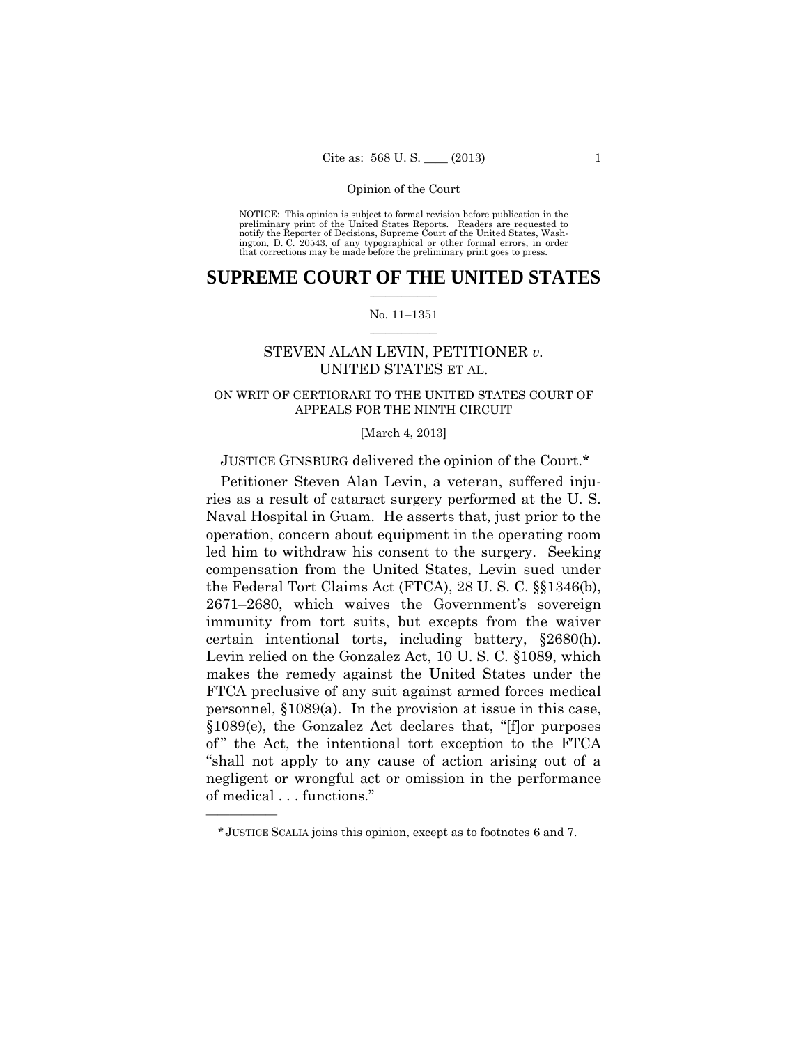NOTICE: This opinion is subject to formal revision before publication in the preliminary print of the United States Reports. Readers are requested to notify the Reporter of Decisions, Supreme Court of the United States, Washington, D. C. 20543, of any typographical or other formal errors, in order that corrections may be made before the preliminary print goes to press.

# SUPREME COURT OF THE UNITED STATES

No. 11–1351

STEVEN ALAN LEVIN, PETITIONER *v.* UNITED STATES ET AL.

ON WRIT OF CERTIORARI TO THE UNITED STATES COURT OF APPEALS FOR THE NINTH CIRCUIT

[March 4, 2013]

JUSTICE GINSBURG delivered the opinion of the Court.*

Petitioner Steven Alan Levin, a veteran, suffered injuries as a result of cataract surgery performed at the U. S. Naval Hospital in Guam. He asserts that, just prior to the operation, concern about equipment in the operating room led him to withdraw his consent to the surgery. Seeking compensation from the United States, Levin sued under the Federal Tort Claims Act (FTCA), 28 U. S. C. §§1346(b), 2671–2680, which waives the Government's sovereign immunity from tort suits, but excepts from the waiver certain intentional torts, including battery, §2680(h). Levin relied on the Gonzalez Act, 10 U. S. C. §1089, which makes the remedy against the United States under the FTCA preclusive of any suit against armed forces medical personnel, §1089(a). In the provision at issue in this case, §1089(e), the Gonzalez Act declares that, "[f]or purposes of" the Act, the intentional tort exception to the FTCA "shall not apply to any cause of action arising out of a negligent or wrongful act or omission in the performance of medical . . . functions."

---

*JUSTICE SCALIA joins this opinion, except as to footnotes 6 and 7.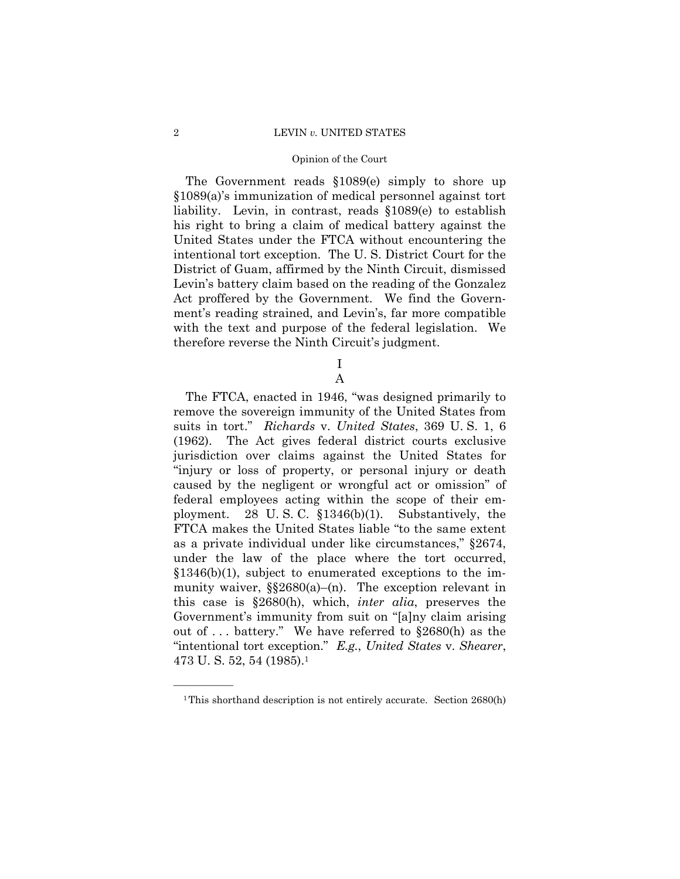The Government reads §1089(e) simply to shore up §1089(a)'s immunization of medical personnel against tort liability. Levin, in contrast, reads §1089(e) to establish his right to bring a claim of medical battery against the United States under the FTCA without encountering the intentional tort exception. The U. S. District Court for the District of Guam, affirmed by the Ninth Circuit, dismissed Levin's battery claim based on the reading of the Gonzalez Act proffered by the Government. We find the Government's reading strained, and Levin's, far more compatible with the text and purpose of the federal legislation. We therefore reverse the Ninth Circuit's judgment.

# I

## A

The FTCA, enacted in 1946, "was designed primarily to remove the sovereign immunity of the United States from suits in tort." *Richards* v. *United States*, 369 U. S. 1, 6 (1962). The Act gives federal district courts exclusive jurisdiction over claims against the United States for "injury or loss of property, or personal injury or death caused by the negligent or wrongful act or omission" of federal employees acting within the scope of their employment. 28 U. S. C. §1346(b)(1). Substantively, the FTCA makes the United States liable "to the same extent as a private individual under like circumstances," §2674, under the law of the place where the tort occurred, §1346(b)(1), subject to enumerated exceptions to the immunity waiver, §§2680(a)–(n). The exception relevant in this case is §2680(h), which, *inter alia*, preserves the Government's immunity from suit on "[a]ny claim arising out of . . . battery." We have referred to §2680(h) as the "intentional tort exception." *E.g.*, *United States* v. *Shearer*, 473 U. S. 52, 54 (1985).[1]

---

[1] This shorthand description is not entirely accurate. Section 2680(h)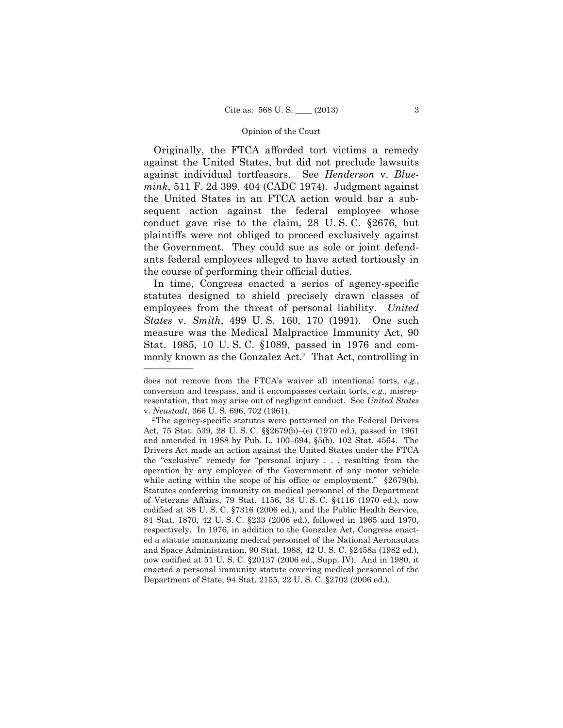Originally, the FTCA afforded tort victims a remedy against the United States, but did not preclude lawsuits against individual tortfeasors. See *Henderson* v. *Bluemink*, 511 F. 2d 399, 404 (CADC 1974). Judgment against the United States in an FTCA action would bar a subsequent action against the federal employee whose conduct gave rise to the claim, 28 U. S. C. §2676, but plaintiffs were not obliged to proceed exclusively against the Government. They could sue as sole or joint defendants federal employees alleged to have acted tortiously in the course of performing their official duties.

In time, Congress enacted a series of agency-specific statutes designed to shield precisely drawn classes of employees from the threat of personal liability. *United States* v. *Smith*, 499 U. S. 160, 170 (1991). One such measure was the Medical Malpractice Immunity Act, 90 Stat. 1985, 10 U. S. C. §1089, passed in 1976 and commonly known as the Gonzalez Act.[2] That Act, controlling in

---

does not remove from the FTCA's waiver all intentional torts, *e.g.*, conversion and trespass, and it encompasses certain torts, *e.g.*, misrepresentation, that may arise out of negligent conduct. See *United States* v. *Neustadt*, 366 U. S. 696, 702 (1961).

[2] The agency-specific statutes were patterned on the Federal Drivers Act, 75 Stat. 539, 28 U. S. C. §§2679(b)–(e) (1970 ed.), passed in 1961 and amended in 1988 by Pub. L. 100–694, §5(b), 102 Stat. 4564. The Drivers Act made an action against the United States under the FTCA the "exclusive" remedy for "personal injury . . . resulting from the operation by any employee of the Government of any motor vehicle while acting within the scope of his office or employment." §2679(b). Statutes conferring immunity on medical personnel of the Department of Veterans Affairs, 79 Stat. 1156, 38 U. S. C. §4116 (1970 ed.), now codified at 38 U. S. C. §7316 (2006 ed.), and the Public Health Service, 84 Stat. 1870, 42 U. S. C. §233 (2006 ed.), followed in 1965 and 1970, respectively. In 1976, in addition to the Gonzalez Act, Congress enacted a statute immunizing medical personnel of the National Aeronautics and Space Administration, 90 Stat. 1988, 42 U. S. C. §2458a (1982 ed.), now codified at 51 U. S. C. §20137 (2006 ed., Supp. IV). And in 1980, it enacted a personal immunity statute covering medical personnel of the Department of State, 94 Stat. 2155, 22 U. S. C. §2702 (2006 ed.).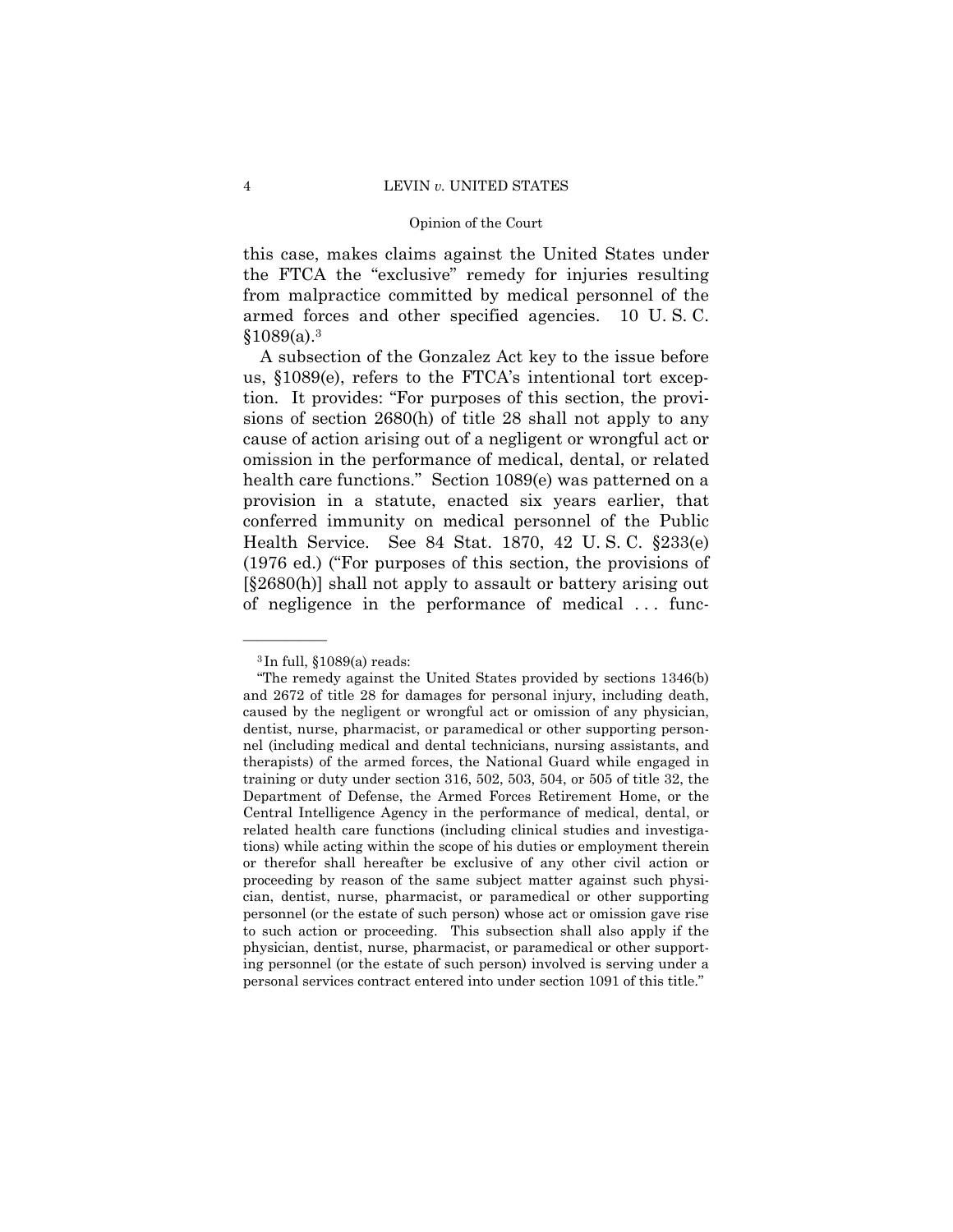this case, makes claims against the United States under the FTCA the "exclusive" remedy for injuries resulting from malpractice committed by medical personnel of the armed forces and other specified agencies. 10 U. S. C. §1089(a).[3]

A subsection of the Gonzalez Act key to the issue before us, §1089(e), refers to the FTCA's intentional tort exception. It provides: "For purposes of this section, the provisions of section 2680(h) of title 28 shall not apply to any cause of action arising out of a negligent or wrongful act or omission in the performance of medical, dental, or related health care functions." Section 1089(e) was patterned on a provision in a statute, enacted six years earlier, that conferred immunity on medical personnel of the Public Health Service. See 84 Stat. 1870, 42 U. S. C. §233(e) (1976 ed.) ("For purposes of this section, the provisions of [§2680(h)] shall not apply to assault or battery arising out of negligence in the performance of medical . . . func-

---

[3] In full, §1089(a) reads:

"The remedy against the United States provided by sections 1346(b) and 2672 of title 28 for damages for personal injury, including death, caused by the negligent or wrongful act or omission of any physician, dentist, nurse, pharmacist, or paramedical or other supporting personnel (including medical and dental technicians, nursing assistants, and therapists) of the armed forces, the National Guard while engaged in training or duty under section 316, 502, 503, 504, or 505 of title 32, the Department of Defense, the Armed Forces Retirement Home, or the Central Intelligence Agency in the performance of medical, dental, or related health care functions (including clinical studies and investigations) while acting within the scope of his duties or employment therein or therefor shall hereafter be exclusive of any other civil action or proceeding by reason of the same subject matter against such physician, dentist, nurse, pharmacist, or paramedical or other supporting personnel (or the estate of such person) whose act or omission gave rise to such action or proceeding. This subsection shall also apply if the physician, dentist, nurse, pharmacist, or paramedical or other supporting personnel (or the estate of such person) involved is serving under a personal services contract entered into under section 1091 of this title."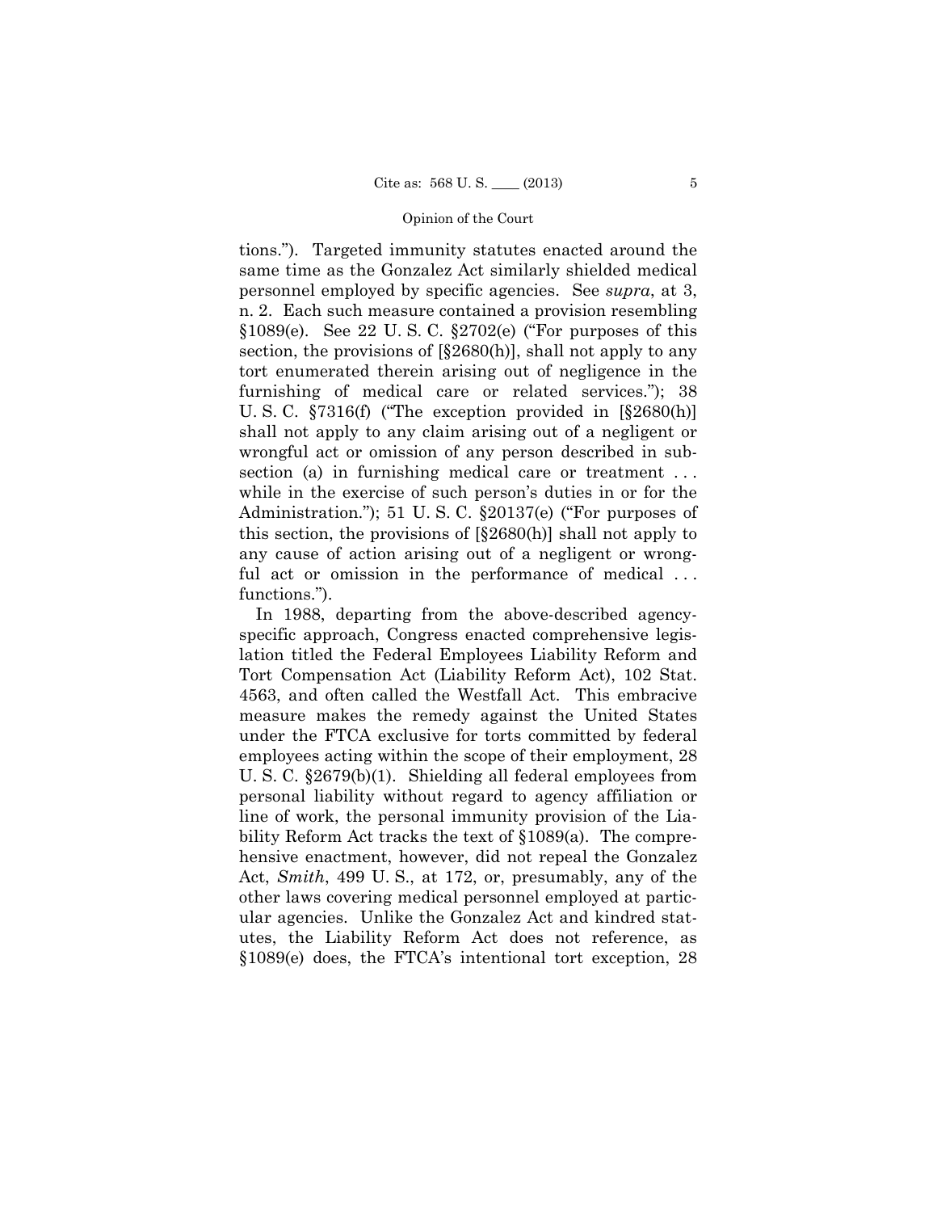tions."). Targeted immunity statutes enacted around the same time as the Gonzalez Act similarly shielded medical personnel employed by specific agencies. See *supra*, at 3, n. 2. Each such measure contained a provision resembling §1089(e). See 22 U. S. C. §2702(e) ("For purposes of this section, the provisions of [§2680(h)], shall not apply to any tort enumerated therein arising out of negligence in the furnishing of medical care or related services."); 38 U. S. C. §7316(f) ("The exception provided in [§2680(h)] shall not apply to any claim arising out of a negligent or wrongful act or omission of any person described in subsection (a) in furnishing medical care or treatment . . . while in the exercise of such person's duties in or for the Administration."); 51 U. S. C. §20137(e) ("For purposes of this section, the provisions of [§2680(h)] shall not apply to any cause of action arising out of a negligent or wrongful act or omission in the performance of medical . . . functions.").

In 1988, departing from the above-described agency-specific approach, Congress enacted comprehensive legislation titled the Federal Employees Liability Reform and Tort Compensation Act (Liability Reform Act), 102 Stat. 4563, and often called the Westfall Act. This embracive measure makes the remedy against the United States under the FTCA exclusive for torts committed by federal employees acting within the scope of their employment, 28 U. S. C. §2679(b)(1). Shielding all federal employees from personal liability without regard to agency affiliation or line of work, the personal immunity provision of the Liability Reform Act tracks the text of §1089(a). The comprehensive enactment, however, did not repeal the Gonzalez Act, *Smith*, 499 U. S., at 172, or, presumably, any of the other laws covering medical personnel employed at particular agencies. Unlike the Gonzalez Act and kindred statutes, the Liability Reform Act does not reference, as §1089(e) does, the FTCA's intentional tort exception, 28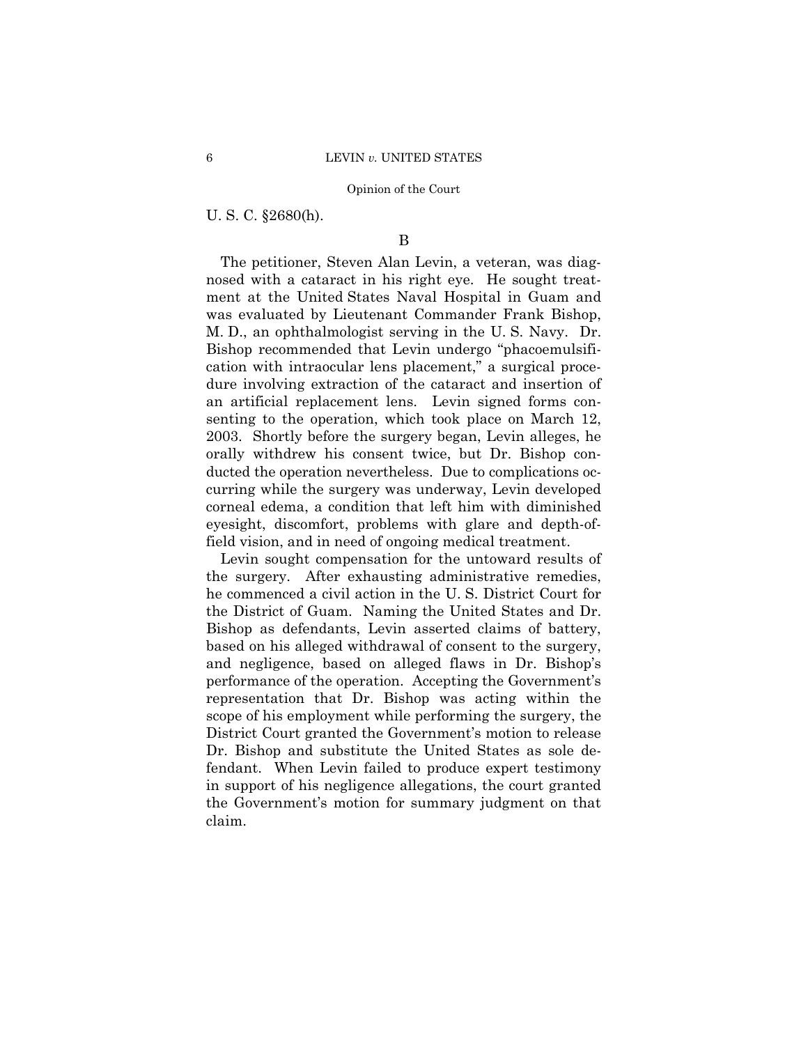U. S. C. §2680(h).

B

The petitioner, Steven Alan Levin, a veteran, was diagnosed with a cataract in his right eye. He sought treatment at the United States Naval Hospital in Guam and was evaluated by Lieutenant Commander Frank Bishop, M. D., an ophthalmologist serving in the U. S. Navy. Dr. Bishop recommended that Levin undergo "phacoemulsification with intraocular lens placement," a surgical procedure involving extraction of the cataract and insertion of an artificial replacement lens. Levin signed forms consenting to the operation, which took place on March 12, 2003. Shortly before the surgery began, Levin alleges, he orally withdrew his consent twice, but Dr. Bishop conducted the operation nevertheless. Due to complications occurring while the surgery was underway, Levin developed corneal edema, a condition that left him with diminished eyesight, discomfort, problems with glare and depth-of-field vision, and in need of ongoing medical treatment.

Levin sought compensation for the untoward results of the surgery. After exhausting administrative remedies, he commenced a civil action in the U. S. District Court for the District of Guam. Naming the United States and Dr. Bishop as defendants, Levin asserted claims of battery, based on his alleged withdrawal of consent to the surgery, and negligence, based on alleged flaws in Dr. Bishop's performance of the operation. Accepting the Government's representation that Dr. Bishop was acting within the scope of his employment while performing the surgery, the District Court granted the Government's motion to release Dr. Bishop and substitute the United States as sole defendant. When Levin failed to produce expert testimony in support of his negligence allegations, the court granted the Government's motion for summary judgment on that claim.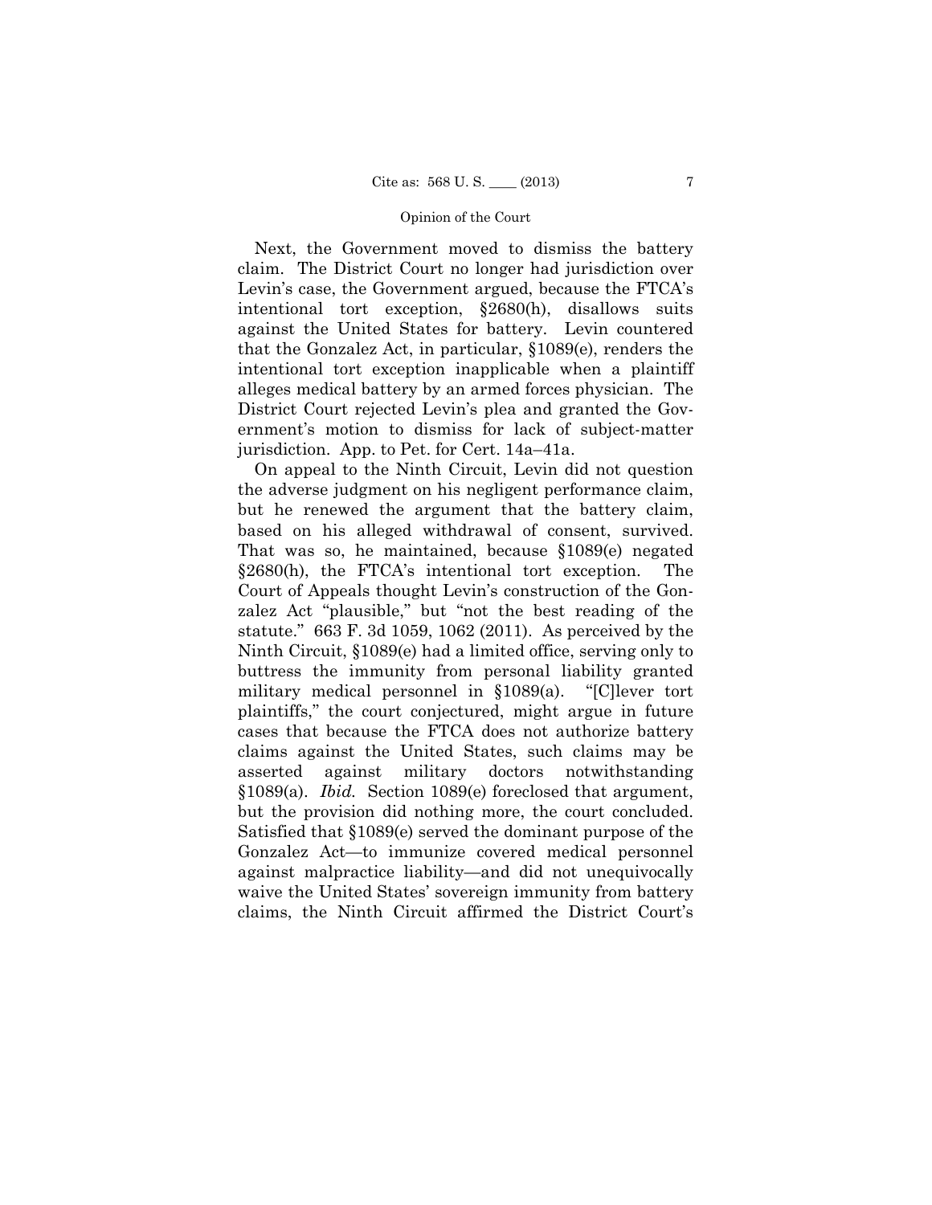Next, the Government moved to dismiss the battery claim. The District Court no longer had jurisdiction over Levin's case, the Government argued, because the FTCA's intentional tort exception, §2680(h), disallows suits against the United States for battery. Levin countered that the Gonzalez Act, in particular, §1089(e), renders the intentional tort exception inapplicable when a plaintiff alleges medical battery by an armed forces physician. The District Court rejected Levin's plea and granted the Government's motion to dismiss for lack of subject-matter jurisdiction. App. to Pet. for Cert. 14a–41a.

On appeal to the Ninth Circuit, Levin did not question the adverse judgment on his negligent performance claim, but he renewed the argument that the battery claim, based on his alleged withdrawal of consent, survived. That was so, he maintained, because §1089(e) negated §2680(h), the FTCA's intentional tort exception. The Court of Appeals thought Levin's construction of the Gonzalez Act "plausible," but "not the best reading of the statute." 663 F. 3d 1059, 1062 (2011). As perceived by the Ninth Circuit, §1089(e) had a limited office, serving only to buttress the immunity from personal liability granted military medical personnel in §1089(a). "[C]lever tort plaintiffs," the court conjectured, might argue in future cases that because the FTCA does not authorize battery claims against the United States, such claims may be asserted against military doctors notwithstanding §1089(a). *Ibid.* Section 1089(e) foreclosed that argument, but the provision did nothing more, the court concluded. Satisfied that §1089(e) served the dominant purpose of the Gonzalez Act—to immunize covered medical personnel against malpractice liability—and did not unequivocally waive the United States' sovereign immunity from battery claims, the Ninth Circuit affirmed the District Court's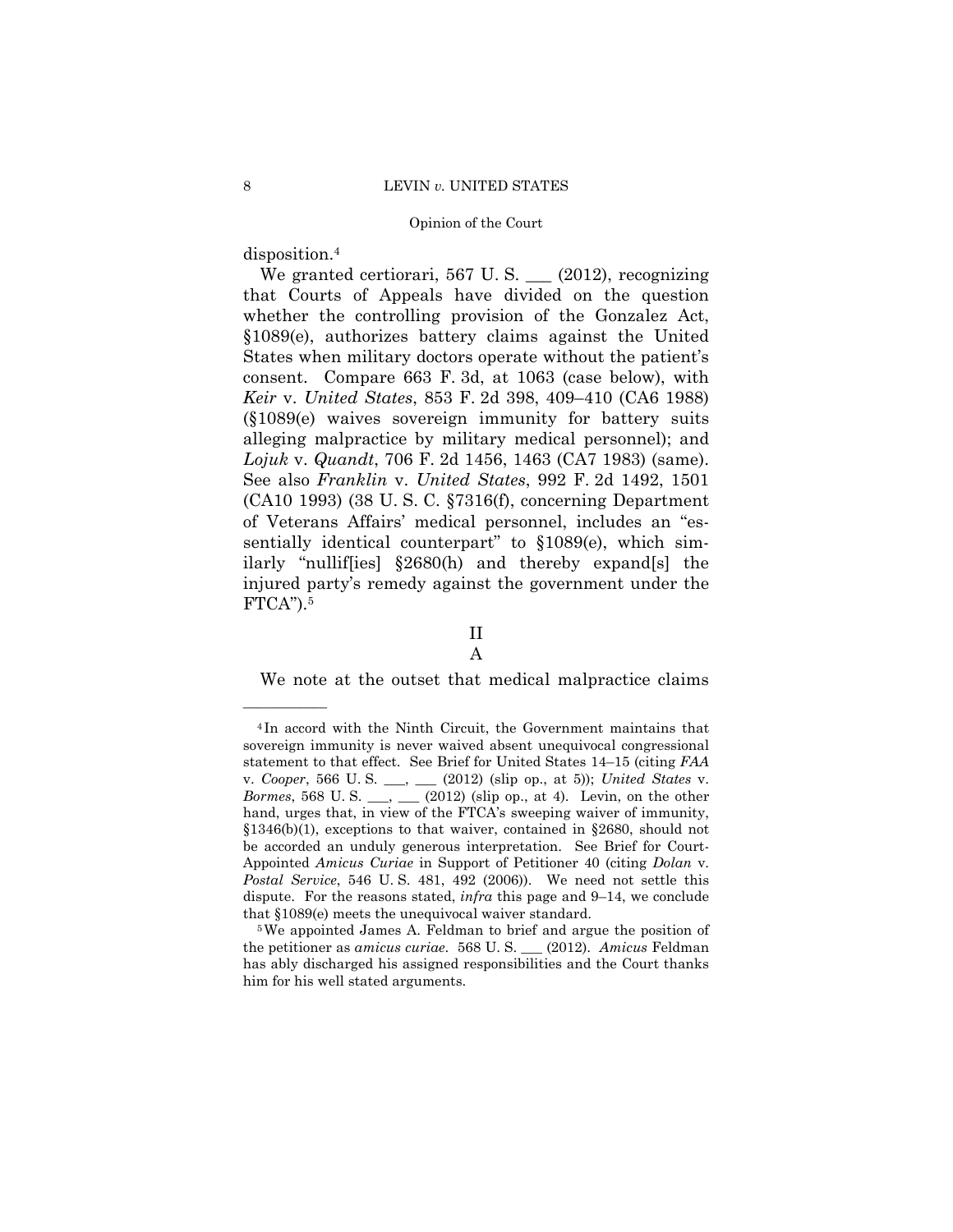disposition.[4]

We granted certiorari, 567 U. S. ___ (2012), recognizing that Courts of Appeals have divided on the question whether the controlling provision of the Gonzalez Act, §1089(e), authorizes battery claims against the United States when military doctors operate without the patient's consent. Compare 663 F. 3d, at 1063 (case below), with *Keir* v. *United States*, 853 F. 2d 398, 409–410 (CA6 1988) (§1089(e) waives sovereign immunity for battery suits alleging malpractice by military medical personnel); and *Lojuk* v. *Quandt*, 706 F. 2d 1456, 1463 (CA7 1983) (same). See also *Franklin* v. *United States*, 992 F. 2d 1492, 1501 (CA10 1993) (38 U. S. C. §7316(f), concerning Department of Veterans Affairs' medical personnel, includes an "essentially identical counterpart" to §1089(e), which similarly "nullif[ies] §2680(h) and thereby expand[s] the injured party's remedy against the government under the FTCA").[5]

## II

### A

We note at the outset that medical malpractice claims

---

[4] In accord with the Ninth Circuit, the Government maintains that sovereign immunity is never waived absent unequivocal congressional statement to that effect. See Brief for United States 14–15 (citing *FAA* v. *Cooper*, 566 U. S. ___, ___ (2012) (slip op., at 5)); *United States* v. *Bormes*, 568 U. S. ___, ___ (2012) (slip op., at 4). Levin, on the other hand, urges that, in view of the FTCA's sweeping waiver of immunity, §1346(b)(1), exceptions to that waiver, contained in §2680, should not be accorded an unduly generous interpretation. See Brief for Court-Appointed *Amicus Curiae* in Support of Petitioner 40 (citing *Dolan* v. *Postal Service*, 546 U. S. 481, 492 (2006)). We need not settle this dispute. For the reasons stated, *infra* this page and 9–14, we conclude that §1089(e) meets the unequivocal waiver standard.

[5] We appointed James A. Feldman to brief and argue the position of the petitioner as *amicus curiae*. 568 U. S. ___ (2012). *Amicus* Feldman has ably discharged his assigned responsibilities and the Court thanks him for his well stated arguments.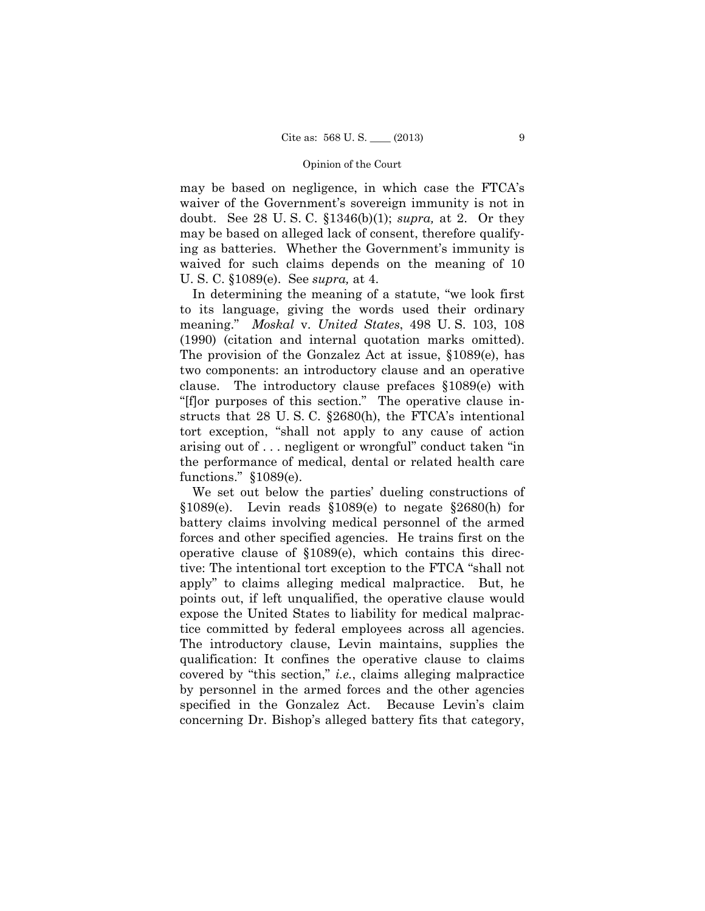may be based on negligence, in which case the FTCA's waiver of the Government's sovereign immunity is not in doubt. See 28 U. S. C. §1346(b)(1); *supra,* at 2. Or they may be based on alleged lack of consent, therefore qualifying as batteries. Whether the Government's immunity is waived for such claims depends on the meaning of 10 U. S. C. §1089(e). See *supra,* at 4.

In determining the meaning of a statute, "we look first to its language, giving the words used their ordinary meaning." *Moskal* v. *United States*, 498 U. S. 103, 108 (1990) (citation and internal quotation marks omitted). The provision of the Gonzalez Act at issue, §1089(e), has two components: an introductory clause and an operative clause. The introductory clause prefaces §1089(e) with "[f]or purposes of this section." The operative clause instructs that 28 U. S. C. §2680(h), the FTCA's intentional tort exception, "shall not apply to any cause of action arising out of . . . negligent or wrongful" conduct taken "in the performance of medical, dental or related health care functions." §1089(e).

We set out below the parties' dueling constructions of §1089(e). Levin reads §1089(e) to negate §2680(h) for battery claims involving medical personnel of the armed forces and other specified agencies. He trains first on the operative clause of §1089(e), which contains this directive: The intentional tort exception to the FTCA "shall not apply" to claims alleging medical malpractice. But, he points out, if left unqualified, the operative clause would expose the United States to liability for medical malpractice committed by federal employees across all agencies. The introductory clause, Levin maintains, supplies the qualification: It confines the operative clause to claims covered by "this section," *i.e.*, claims alleging malpractice by personnel in the armed forces and the other agencies specified in the Gonzalez Act. Because Levin's claim concerning Dr. Bishop's alleged battery fits that category,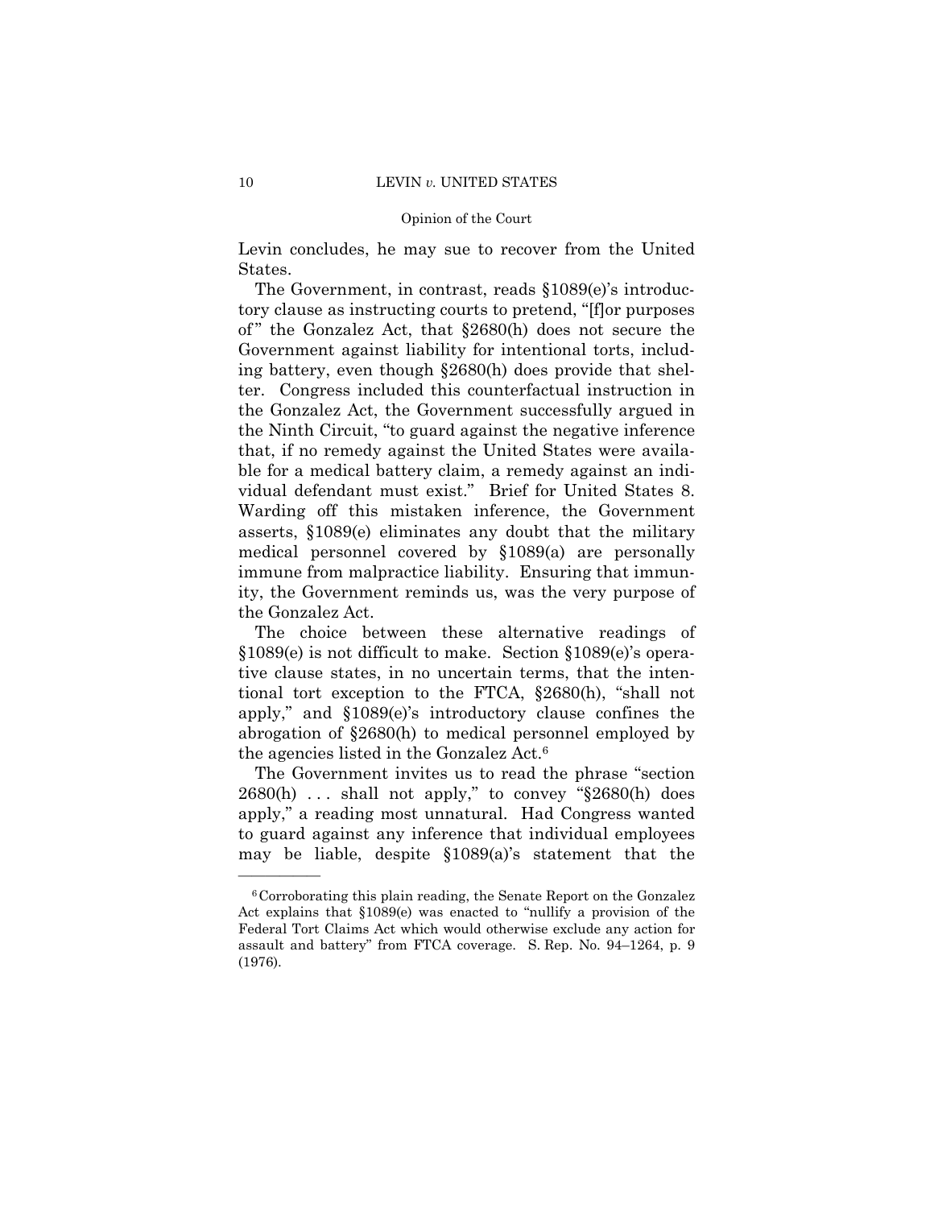Levin concludes, he may sue to recover from the United States.

The Government, in contrast, reads §1089(e)'s introductory clause as instructing courts to pretend, "[f]or purposes of" the Gonzalez Act, that §2680(h) does not secure the Government against liability for intentional torts, including battery, even though §2680(h) does provide that shelter. Congress included this counterfactual instruction in the Gonzalez Act, the Government successfully argued in the Ninth Circuit, "to guard against the negative inference that, if no remedy against the United States were available for a medical battery claim, a remedy against an individual defendant must exist." Brief for United States 8. Warding off this mistaken inference, the Government asserts, §1089(e) eliminates any doubt that the military medical personnel covered by §1089(a) are personally immune from malpractice liability. Ensuring that immunity, the Government reminds us, was the very purpose of the Gonzalez Act.

The choice between these alternative readings of §1089(e) is not difficult to make. Section §1089(e)'s operative clause states, in no uncertain terms, that the intentional tort exception to the FTCA, §2680(h), "shall not apply," and §1089(e)'s introductory clause confines the abrogation of §2680(h) to medical personnel employed by the agencies listed in the Gonzalez Act.[6]

The Government invites us to read the phrase "section 2680(h) . . . shall not apply," to convey "§2680(h) does apply," a reading most unnatural. Had Congress wanted to guard against any inference that individual employees may be liable, despite §1089(a)'s statement that the

---

[6] Corroborating this plain reading, the Senate Report on the Gonzalez Act explains that §1089(e) was enacted to "nullify a provision of the Federal Tort Claims Act which would otherwise exclude any action for assault and battery" from FTCA coverage. S. Rep. No. 94–1264, p. 9 (1976).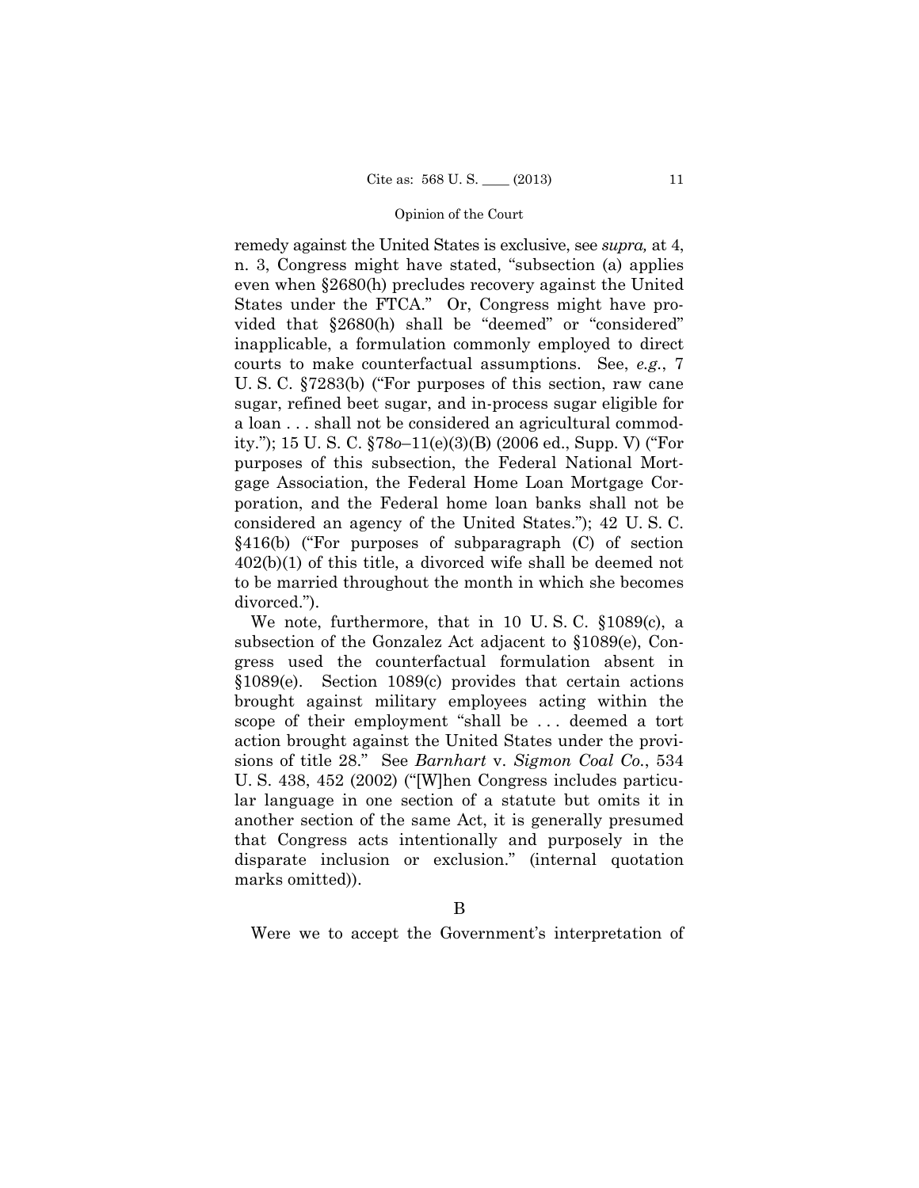remedy against the United States is exclusive, see *supra,* at 4, n. 3, Congress might have stated, "subsection (a) applies even when §2680(h) precludes recovery against the United States under the FTCA." Or, Congress might have provided that §2680(h) shall be "deemed" or "considered" inapplicable, a formulation commonly employed to direct courts to make counterfactual assumptions. See, *e.g.*, 7 U. S. C. §7283(b) ("For purposes of this section, raw cane sugar, refined beet sugar, and in-process sugar eligible for a loan . . . shall not be considered an agricultural commodity."); 15 U. S. C. §78*o*–11(e)(3)(B) (2006 ed., Supp. V) ("For purposes of this subsection, the Federal National Mortgage Association, the Federal Home Loan Mortgage Corporation, and the Federal home loan banks shall not be considered an agency of the United States."); 42 U. S. C. §416(b) ("For purposes of subparagraph (C) of section 402(b)(1) of this title, a divorced wife shall be deemed not to be married throughout the month in which she becomes divorced.").

We note, furthermore, that in 10 U. S. C. §1089(c), a subsection of the Gonzalez Act adjacent to §1089(e), Congress used the counterfactual formulation absent in §1089(e). Section 1089(c) provides that certain actions brought against military employees acting within the scope of their employment "shall be . . . deemed a tort action brought against the United States under the provisions of title 28." See *Barnhart* v. *Sigmon Coal Co.*, 534 U. S. 438, 452 (2002) ("[W]hen Congress includes particular language in one section of a statute but omits it in another section of the same Act, it is generally presumed that Congress acts intentionally and purposely in the disparate inclusion or exclusion." (internal quotation marks omitted)).

B

Were we to accept the Government's interpretation of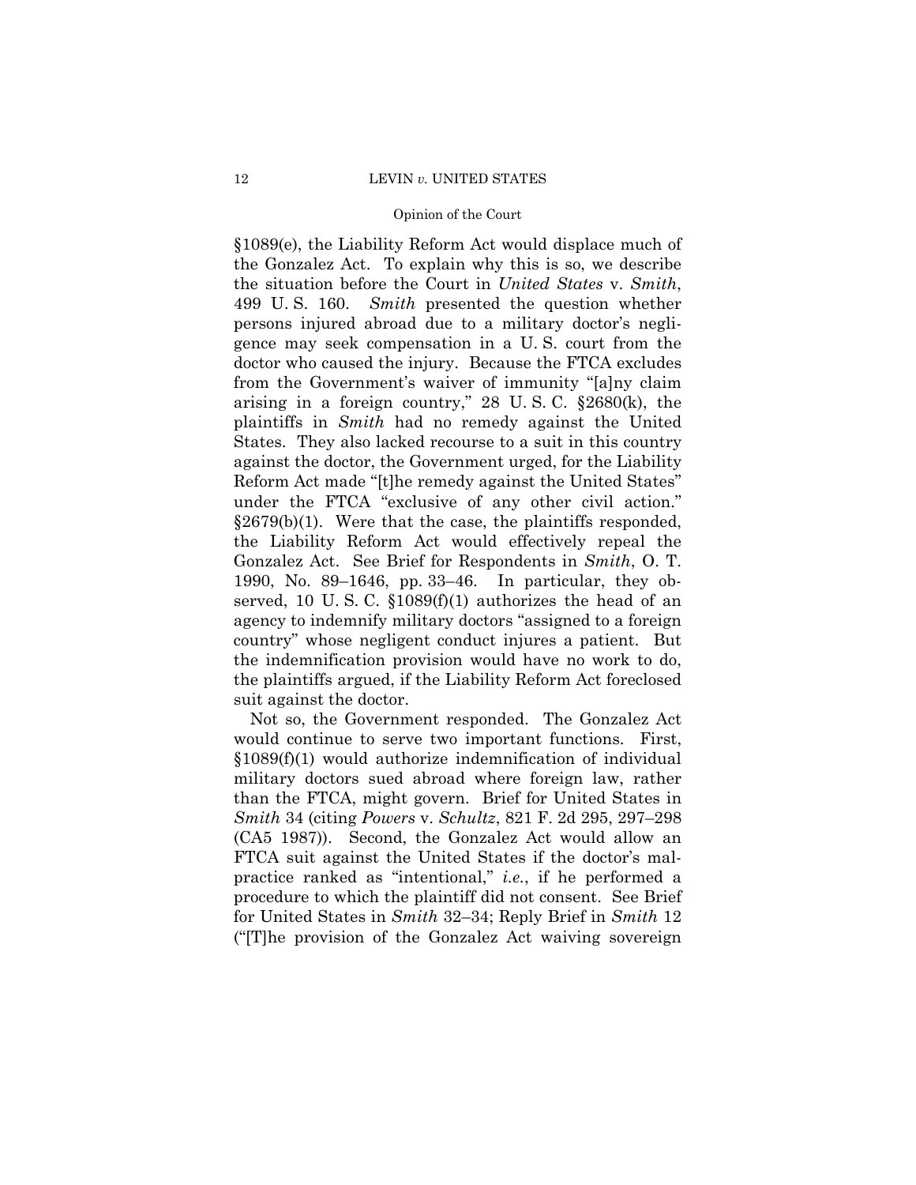§1089(e), the Liability Reform Act would displace much of the Gonzalez Act. To explain why this is so, we describe the situation before the Court in *United States* v. *Smith*, 499 U. S. 160. *Smith* presented the question whether persons injured abroad due to a military doctor's negligence may seek compensation in a U. S. court from the doctor who caused the injury. Because the FTCA excludes from the Government's waiver of immunity "[a]ny claim arising in a foreign country," 28 U. S. C. §2680(k), the plaintiffs in *Smith* had no remedy against the United States. They also lacked recourse to a suit in this country against the doctor, the Government urged, for the Liability Reform Act made "[t]he remedy against the United States" under the FTCA "exclusive of any other civil action." §2679(b)(1). Were that the case, the plaintiffs responded, the Liability Reform Act would effectively repeal the Gonzalez Act. See Brief for Respondents in *Smith*, O. T. 1990, No. 89–1646, pp. 33–46. In particular, they observed, 10 U. S. C. §1089(f)(1) authorizes the head of an agency to indemnify military doctors "assigned to a foreign country" whose negligent conduct injures a patient. But the indemnification provision would have no work to do, the plaintiffs argued, if the Liability Reform Act foreclosed suit against the doctor.

Not so, the Government responded. The Gonzalez Act would continue to serve two important functions. First, §1089(f)(1) would authorize indemnification of individual military doctors sued abroad where foreign law, rather than the FTCA, might govern. Brief for United States in *Smith* 34 (citing *Powers* v. *Schultz*, 821 F. 2d 295, 297–298 (CA5 1987)). Second, the Gonzalez Act would allow an FTCA suit against the United States if the doctor's malpractice ranked as "intentional," *i.e.*, if he performed a procedure to which the plaintiff did not consent. See Brief for United States in *Smith* 32–34; Reply Brief in *Smith* 12 ("[T]he provision of the Gonzalez Act waiving sovereign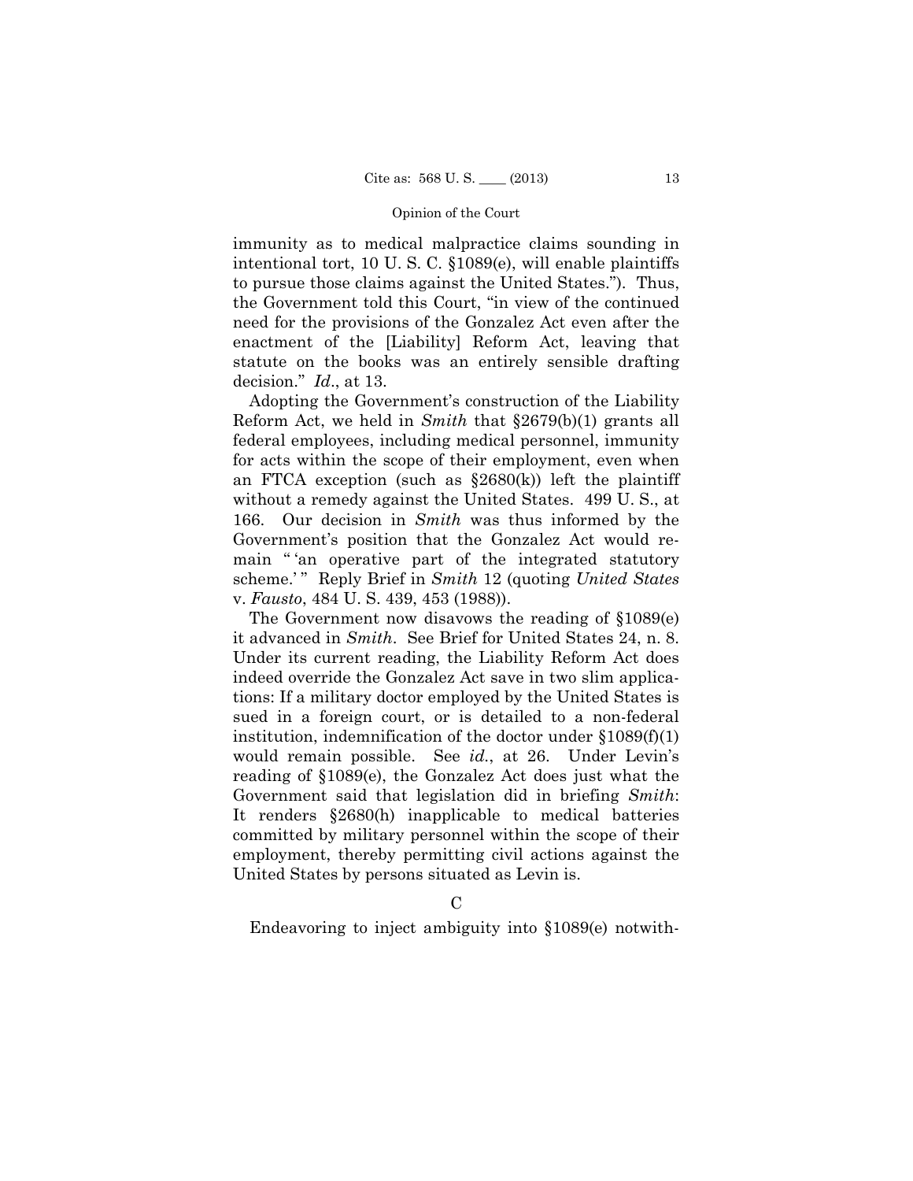immunity as to medical malpractice claims sounding in intentional tort, 10 U. S. C. §1089(e), will enable plaintiffs to pursue those claims against the United States."). Thus, the Government told this Court, "in view of the continued need for the provisions of the Gonzalez Act even after the enactment of the [Liability] Reform Act, leaving that statute on the books was an entirely sensible drafting decision." *Id*., at 13.

Adopting the Government's construction of the Liability Reform Act, we held in *Smith* that §2679(b)(1) grants all federal employees, including medical personnel, immunity for acts within the scope of their employment, even when an FTCA exception (such as §2680(k)) left the plaintiff without a remedy against the United States. 499 U. S., at 166. Our decision in *Smith* was thus informed by the Government's position that the Gonzalez Act would remain " 'an operative part of the integrated statutory scheme.' " Reply Brief in *Smith* 12 (quoting *United States* v. *Fausto*, 484 U. S. 439, 453 (1988)).

The Government now disavows the reading of §1089(e) it advanced in *Smith*. See Brief for United States 24, n. 8. Under its current reading, the Liability Reform Act does indeed override the Gonzalez Act save in two slim applications: If a military doctor employed by the United States is sued in a foreign court, or is detailed to a non-federal institution, indemnification of the doctor under §1089(f)(1) would remain possible. See *id.*, at 26. Under Levin's reading of §1089(e), the Gonzalez Act does just what the Government said that legislation did in briefing *Smith*: It renders §2680(h) inapplicable to medical batteries committed by military personnel within the scope of their employment, thereby permitting civil actions against the United States by persons situated as Levin is.

### C

Endeavoring to inject ambiguity into §1089(e) notwith-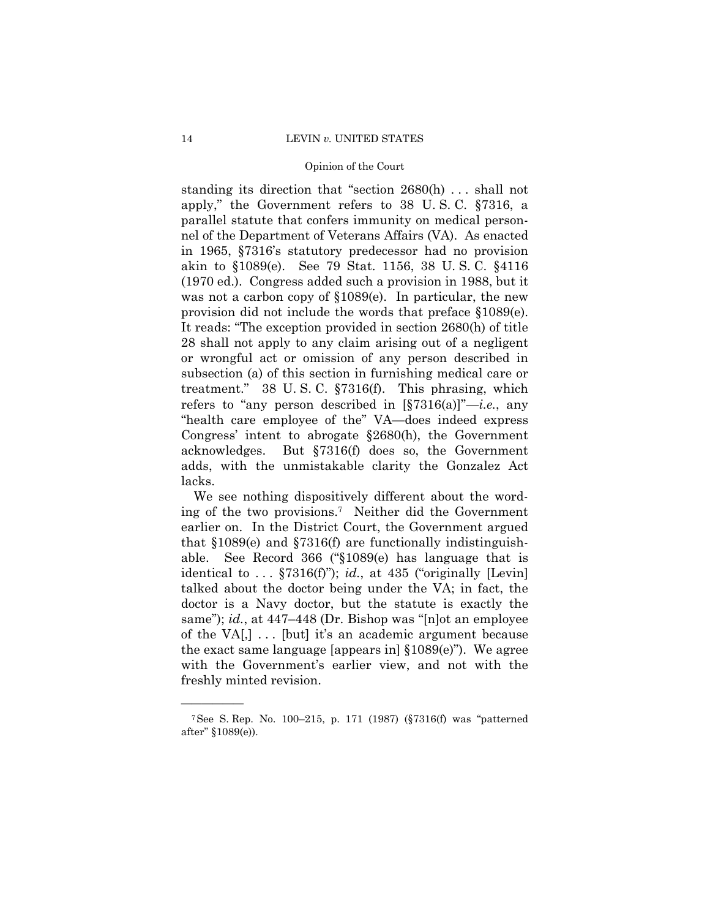standing its direction that "section 2680(h) . . . shall not apply," the Government refers to 38 U. S. C. §7316, a parallel statute that confers immunity on medical personnel of the Department of Veterans Affairs (VA). As enacted in 1965, §7316's statutory predecessor had no provision akin to §1089(e). See 79 Stat. 1156, 38 U. S. C. §4116 (1970 ed.). Congress added such a provision in 1988, but it was not a carbon copy of §1089(e). In particular, the new provision did not include the words that preface §1089(e). It reads: "The exception provided in section 2680(h) of title 28 shall not apply to any claim arising out of a negligent or wrongful act or omission of any person described in subsection (a) of this section in furnishing medical care or treatment." 38 U. S. C. §7316(f). This phrasing, which refers to "any person described in [§7316(a)]"—*i.e.*, any "health care employee of the" VA—does indeed express Congress' intent to abrogate §2680(h), the Government acknowledges. But §7316(f) does so, the Government adds, with the unmistakable clarity the Gonzalez Act lacks.

We see nothing dispositively different about the wording of the two provisions.[7] Neither did the Government earlier on. In the District Court, the Government argued that §1089(e) and §7316(f) are functionally indistinguishable. See Record 366 ("§1089(e) has language that is identical to . . . §7316(f)"); *id.*, at 435 ("originally [Levin] talked about the doctor being under the VA; in fact, the doctor is a Navy doctor, but the statute is exactly the same"); *id.*, at 447–448 (Dr. Bishop was "[n]ot an employee of the VA[,] . . . [but] it's an academic argument because the exact same language [appears in] §1089(e)"). We agree with the Government's earlier view, and not with the freshly minted revision.

---

[7] See S. Rep. No. 100–215, p. 171 (1987) (§7316(f) was "patterned after" §1089(e)).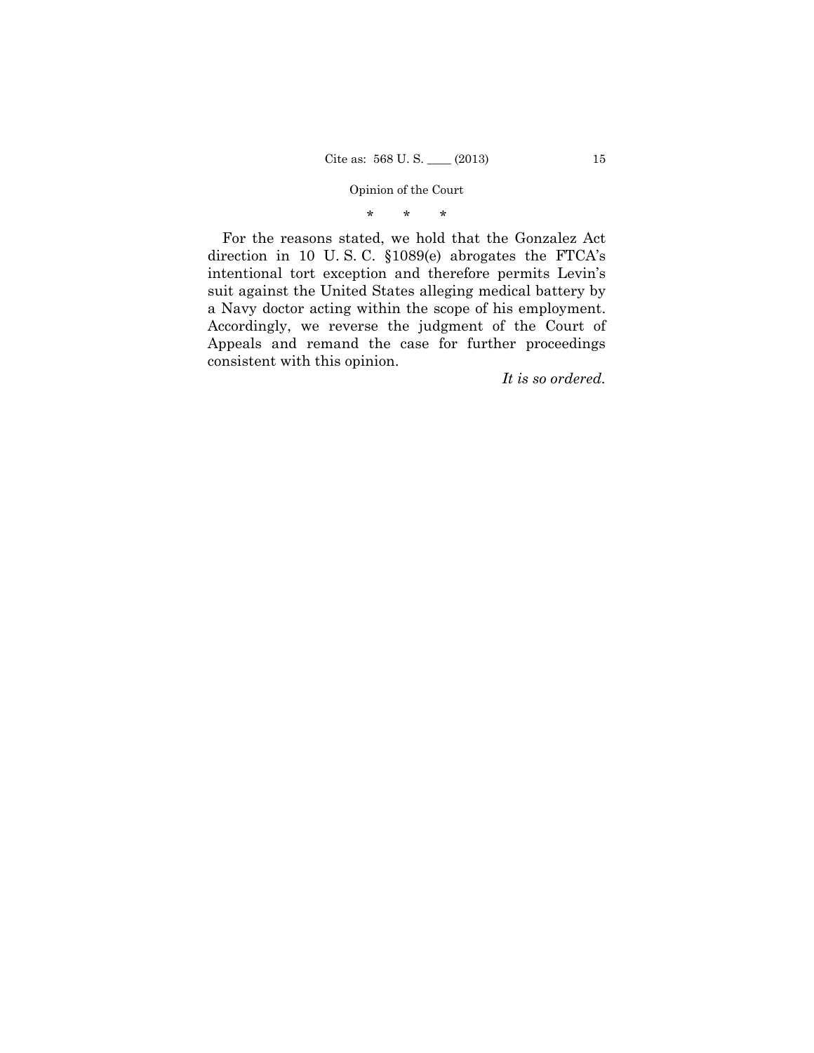\*   \*   \*

For the reasons stated, we hold that the Gonzalez Act direction in 10 U. S. C. §1089(e) abrogates the FTCA's intentional tort exception and therefore permits Levin's suit against the United States alleging medical battery by a Navy doctor acting within the scope of his employment. Accordingly, we reverse the judgment of the Court of Appeals and remand the case for further proceedings consistent with this opinion.

*It is so ordered.*